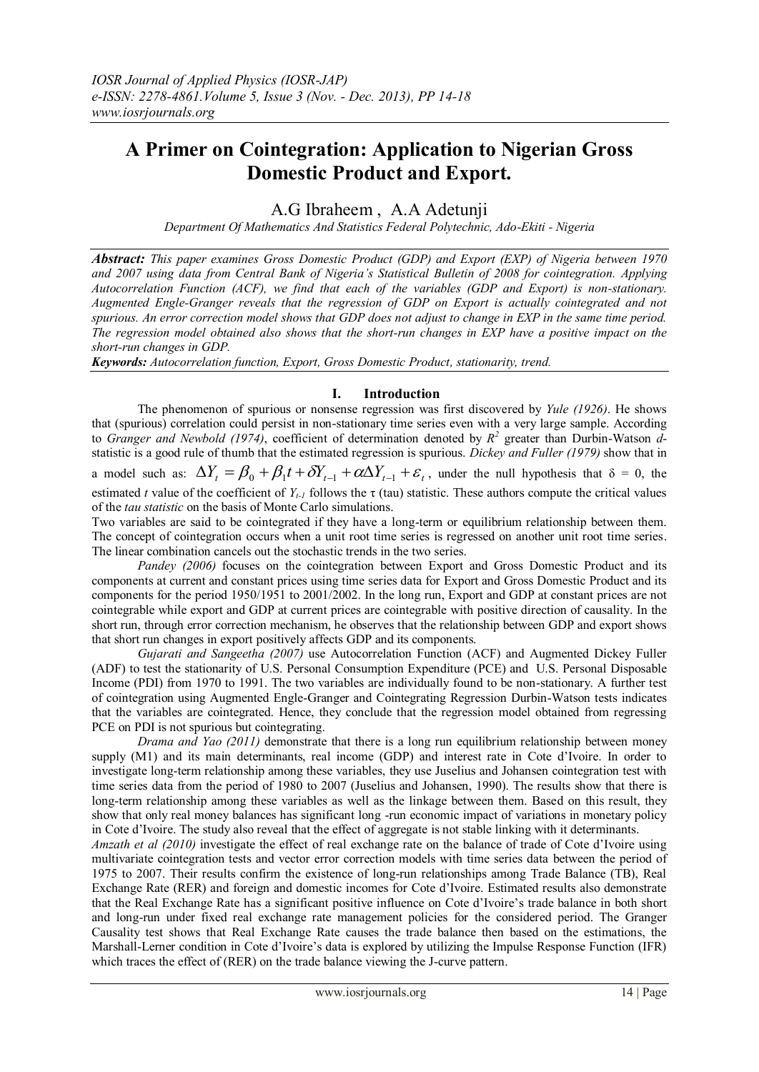# A Primer on Cointegration: Application to Nigerian Gross Domestic Product and Export.

A.G Ibraheem , A.A Adetunji

*Department Of Mathematics And Statistics Federal Polytechnic, Ado-Ekiti - Nigeria*

***Abstract:*** *This paper examines Gross Domestic Product (GDP) and Export (EXP) of Nigeria between 1970 and 2007 using data from Central Bank of Nigeria's Statistical Bulletin of 2008 for cointegration. Applying Autocorrelation Function (ACF), we find that each of the variables (GDP and Export) is non-stationary. Augmented Engle-Granger reveals that the regression of GDP on Export is actually cointegrated and not spurious. An error correction model shows that GDP does not adjust to change in EXP in the same time period. The regression model obtained also shows that the short-run changes in EXP have a positive impact on the short-run changes in GDP.*

***Keywords:*** *Autocorrelation function, Export, Gross Domestic Product, stationarity, trend.*

## I. Introduction

The phenomenon of spurious or nonsense regression was first discovered by *Yule (1926)*. He shows that (spurious) correlation could persist in non-stationary time series even with a very large sample. According to *Granger and Newbold (1974)*, coefficient of determination denoted by $R^2$ greater than Durbin-Watson *d*-statistic is a good rule of thumb that the estimated regression is spurious. *Dickey and Fuller (1979)* show that in a model such as: $\Delta Y_t = \beta_0 + \beta_1 t + \delta Y_{t-1} + \alpha \Delta Y_{t-1} + \varepsilon_t$, under the null hypothesis that $\delta = 0$, the estimated *t* value of the coefficient of $Y_{t-1}$ follows the $\tau$ (tau) statistic. These authors compute the critical values of the *tau statistic* on the basis of Monte Carlo simulations.

Two variables are said to be cointegrated if they have a long-term or equilibrium relationship between them. The concept of cointegration occurs when a unit root time series is regressed on another unit root time series. The linear combination cancels out the stochastic trends in the two series.

*Pandey (2006)* focuses on the cointegration between Export and Gross Domestic Product and its components at current and constant prices using time series data for Export and Gross Domestic Product and its components for the period 1950/1951 to 2001/2002. In the long run, Export and GDP at constant prices are not cointegrable while export and GDP at current prices are cointegrable with positive direction of causality. In the short run, through error correction mechanism, he observes that the relationship between GDP and export shows that short run changes in export positively affects GDP and its components.

*Gujarati and Sangeetha (2007)* use Autocorrelation Function (ACF) and Augmented Dickey Fuller (ADF) to test the stationarity of U.S. Personal Consumption Expenditure (PCE) and U.S. Personal Disposable Income (PDI) from 1970 to 1991. The two variables are individually found to be non-stationary. A further test of cointegration using Augmented Engle-Granger and Cointegrating Regression Durbin-Watson tests indicates that the variables are cointegrated. Hence, they conclude that the regression model obtained from regressing PCE on PDI is not spurious but cointegrating.

*Drama and Yao (2011)* demonstrate that there is a long run equilibrium relationship between money supply (M1) and its main determinants, real income (GDP) and interest rate in Cote d'Ivoire. In order to investigate long-term relationship among these variables, they use Juselius and Johansen cointegration test with time series data from the period of 1980 to 2007 (Juselius and Johansen, 1990). The results show that there is long-term relationship among these variables as well as the linkage between them. Based on this result, they show that only real money balances has significant long -run economic impact of variations in monetary policy in Cote d'Ivoire. The study also reveal that the effect of aggregate is not stable linking with it determinants.

*Amzath et al (2010)* investigate the effect of real exchange rate on the balance of trade of Cote d'Ivoire using multivariate cointegration tests and vector error correction models with time series data between the period of 1975 to 2007. Their results confirm the existence of long-run relationships among Trade Balance (TB), Real Exchange Rate (RER) and foreign and domestic incomes for Cote d'Ivoire. Estimated results also demonstrate that the Real Exchange Rate has a significant positive influence on Cote d'Ivoire's trade balance in both short and long-run under fixed real exchange rate management policies for the considered period. The Granger Causality test shows that Real Exchange Rate causes the trade balance then based on the estimations, the Marshall-Lerner condition in Cote d'Ivoire's data is explored by utilizing the Impulse Response Function (IFR) which traces the effect of (RER) on the trade balance viewing the J-curve pattern.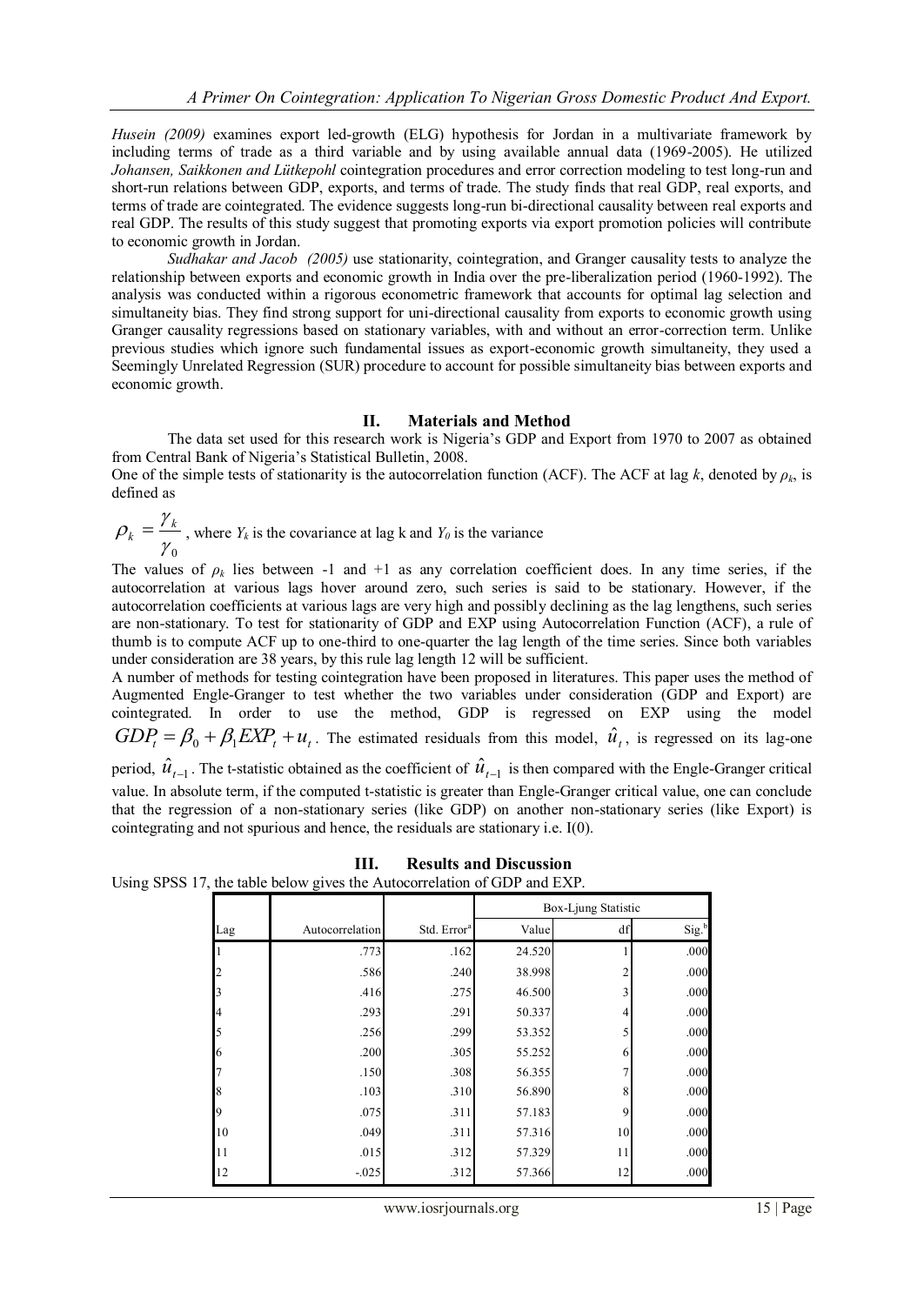*Husein (2009)* examines export led-growth (ELG) hypothesis for Jordan in a multivariate framework by including terms of trade as a third variable and by using available annual data (1969-2005). He utilized *Johansen, Saikkonen and Lütkepohl* cointegration procedures and error correction modeling to test long-run and short-run relations between GDP, exports, and terms of trade. The study finds that real GDP, real exports, and terms of trade are cointegrated. The evidence suggests long-run bi-directional causality between real exports and real GDP. The results of this study suggest that promoting exports via export promotion policies will contribute to economic growth in Jordan.

*Sudhakar and Jacob (2005)* use stationarity, cointegration, and Granger causality tests to analyze the relationship between exports and economic growth in India over the pre-liberalization period (1960-1992). The analysis was conducted within a rigorous econometric framework that accounts for optimal lag selection and simultaneity bias. They find strong support for uni-directional causality from exports to economic growth using Granger causality regressions based on stationary variables, with and without an error-correction term. Unlike previous studies which ignore such fundamental issues as export-economic growth simultaneity, they used a Seemingly Unrelated Regression (SUR) procedure to account for possible simultaneity bias between exports and economic growth.

## II. Materials and Method

The data set used for this research work is Nigeria's GDP and Export from 1970 to 2007 as obtained from Central Bank of Nigeria's Statistical Bulletin, 2008.

One of the simple tests of stationarity is the autocorrelation function (ACF). The ACF at lag *k*, denoted by $\rho_k$, is defined as

$\rho_k = \frac{\gamma_k}{\gamma_0}$, where $Y_k$ is the covariance at lag k and $Y_0$ is the variance

The values of $\rho_k$ lies between -1 and +1 as any correlation coefficient does. In any time series, if the autocorrelation at various lags hover around zero, such series is said to be stationary. However, if the autocorrelation coefficients at various lags are very high and possibly declining as the lag lengthens, such series are non-stationary. To test for stationarity of GDP and EXP using Autocorrelation Function (ACF), a rule of thumb is to compute ACF up to one-third to one-quarter the lag length of the time series. Since both variables under consideration are 38 years, by this rule lag length 12 will be sufficient.

A number of methods for testing cointegration have been proposed in literatures. This paper uses the method of Augmented Engle-Granger to test whether the two variables under consideration (GDP and Export) are cointegrated. In order to use the method, GDP is regressed on EXP using the model $GDP_t = \beta_0 + \beta_1 EXP_t + u_t$. The estimated residuals from this model, $\hat{u}_t$, is regressed on its lag-one period, $\hat{u}_{t-1}$. The t-statistic obtained as the coefficient of $\hat{u}_{t-1}$ is then compared with the Engle-Granger critical value. In absolute term, if the computed t-statistic is greater than Engle-Granger critical value, one can conclude that the regression of a non-stationary series (like GDP) on another non-stationary series (like Export) is cointegrating and not spurious and hence, the residuals are stationary i.e. I(0).

## III. Results and Discussion

Using SPSS 17, the table below gives the Autocorrelation of GDP and EXP.

| Lag | Autocorrelation | Std. Error[a] | Box-Ljung Statistic | | |
|---|---|---|---|---|---|
| | | | Value | df | Sig.[b] |
| 1 | .773 | .162 | 24.520 | 1 | .000 |
| 2 | .586 | .240 | 38.998 | 2 | .000 |
| 3 | .416 | .275 | 46.500 | 3 | .000 |
| 4 | .293 | .291 | 50.337 | 4 | .000 |
| 5 | .256 | .299 | 53.352 | 5 | .000 |
| 6 | .200 | .305 | 55.252 | 6 | .000 |
| 7 | .150 | .308 | 56.355 | 7 | .000 |
| 8 | .103 | .310 | 56.890 | 8 | .000 |
| 9 | .075 | .311 | 57.183 | 9 | .000 |
| 10 | .049 | .311 | 57.316 | 10 | .000 |
| 11 | .015 | .312 | 57.329 | 11 | .000 |
| 12 | -.025 | .312 | 57.366 | 12 | .000 |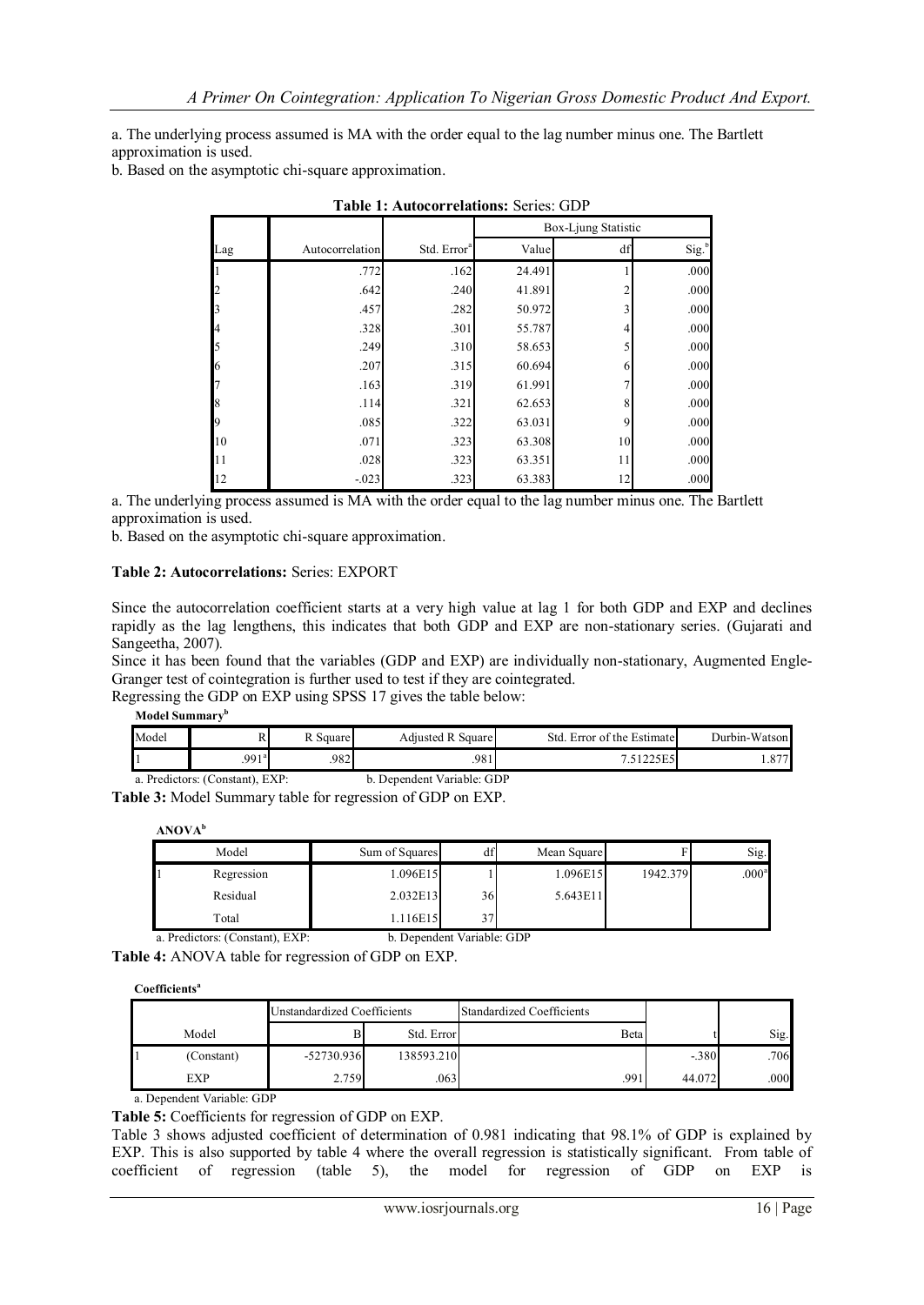a. The underlying process assumed is MA with the order equal to the lag number minus one. The Bartlett approximation is used.

b. Based on the asymptotic chi-square approximation.

**Table 1: Autocorrelations:** Series: GDP

| Lag | Autocorrelation | Std. Error[a] | Box-Ljung Statistic | | |
|---|---|---|---|---|---|
| | | | Value | df | Sig.[b] |
| 1 | .772 | .162 | 24.491 | 1 | .000 |
| 2 | .642 | .240 | 41.891 | 2 | .000 |
| 3 | .457 | .282 | 50.972 | 3 | .000 |
| 4 | .328 | .301 | 55.787 | 4 | .000 |
| 5 | .249 | .310 | 58.653 | 5 | .000 |
| 6 | .207 | .315 | 60.694 | 6 | .000 |
| 7 | .163 | .319 | 61.991 | 7 | .000 |
| 8 | .114 | .321 | 62.653 | 8 | .000 |
| 9 | .085 | .322 | 63.031 | 9 | .000 |
| 10 | .071 | .323 | 63.308 | 10 | .000 |
| 11 | .028 | .323 | 63.351 | 11 | .000 |
| 12 | -.023 | .323 | 63.383 | 12 | .000 |

a. The underlying process assumed is MA with the order equal to the lag number minus one. The Bartlett approximation is used.

b. Based on the asymptotic chi-square approximation.

**Table 2: Autocorrelations:** Series: EXPORT

Since the autocorrelation coefficient starts at a very high value at lag 1 for both GDP and EXP and declines rapidly as the lag lengthens, this indicates that both GDP and EXP are non-stationary series. (Gujarati and Sangeetha, 2007).

Since it has been found that the variables (GDP and EXP) are individually non-stationary, Augmented Engle-Granger test of cointegration is further used to test if they are cointegrated.

Regressing the GDP on EXP using SPSS 17 gives the table below:

**Model Summary[b]**

| Model | R | R Square | Adjusted R Square | Std. Error of the Estimate | Durbin-Watson |
|---|---|---|---|---|---|
| 1 | .991[a] | .982 | .981 | 7.51225E5 | 1.877 |

a. Predictors: (Constant), EXP: b. Dependent Variable: GDP

**Table 3:** Model Summary table for regression of GDP on EXP.

**ANOVA[b]**

| Model | | Sum of Squares | df | Mean Square | F | Sig. |
|---|---|---|---|---|---|---|
| 1 | Regression | 1.096E15 | 1 | 1.096E15 | 1942.379 | .000[a] |
| | Residual | 2.032E13 | 36 | 5.643E11 | | |
| | Total | 1.116E15 | 37 | | | |

a. Predictors: (Constant), EXP: b. Dependent Variable: GDP

**Table 4:** ANOVA table for regression of GDP on EXP.

**Coefficients[a]**

| Model | | Unstandardized Coefficients | | Standardized Coefficients | | |
|---|---|---|---|---|---|---|
| | | B | Std. Error | Beta | t | Sig. |
| 1 | (Constant) | -52730.936 | 138593.210 | | -.380 | .706 |
| | EXP | 2.759 | .063 | .991 | 44.072 | .000 |

a. Dependent Variable: GDP

**Table 5:** Coefficients for regression of GDP on EXP.

Table 3 shows adjusted coefficient of determination of 0.981 indicating that 98.1% of GDP is explained by EXP. This is also supported by table 4 where the overall regression is statistically significant. From table of coefficient of regression (table 5), the model for regression of GDP on EXP is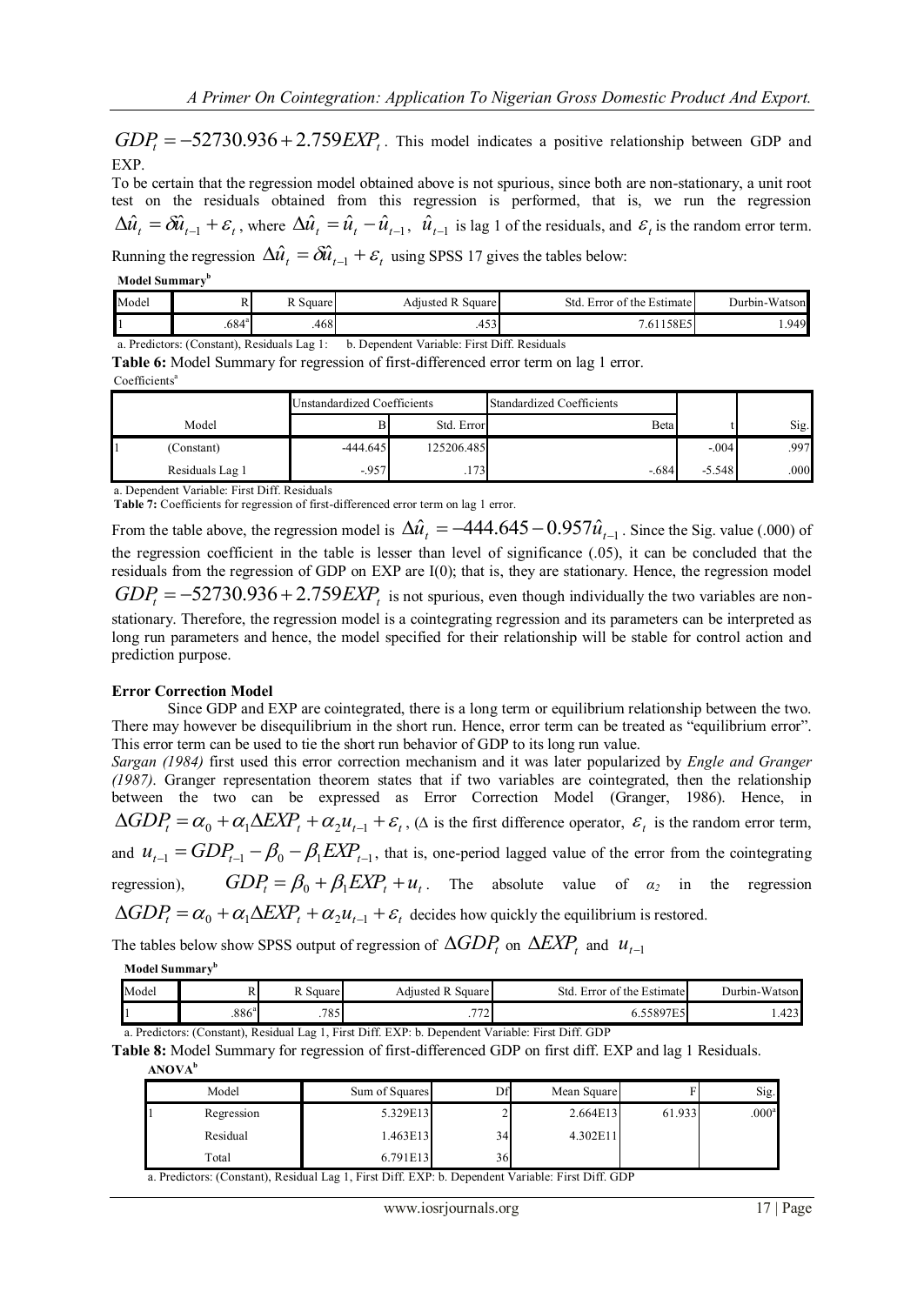$GDP_t = -52730.936 + 2.759EXP_t$. This model indicates a positive relationship between GDP and EXP.

To be certain that the regression model obtained above is not spurious, since both are non-stationary, a unit root test on the residuals obtained from this regression is performed, that is, we run the regression $\Delta\hat{u}_t = \delta\hat{u}_{t-1} + \varepsilon_t$, where $\Delta\hat{u}_t = \hat{u}_t - \hat{u}_{t-1}$, $\hat{u}_{t-1}$ is lag 1 of the residuals, and $\varepsilon_t$ is the random error term.

Running the regression $\Delta\hat{u}_t = \delta\hat{u}_{t-1} + \varepsilon_t$ using SPSS 17 gives the tables below:

**Model Summary[b]**

| Model | R | R Square | Adjusted R Square | Std. Error of the Estimate | Durbin-Watson |
|---|---|---|---|---|---|
| 1 | .684[a] | .468 | .453 | 7.61158E5 | 1.949 |

a. Predictors: (Constant), Residuals Lag 1: b. Dependent Variable: First Diff. Residuals

**Table 6:** Model Summary for regression of first-differenced error term on lag 1 error.

Coefficients[a]

| | Model | Unstandardized Coefficients | | Standardized Coefficients | | |
|---|---|---|---|---|---|---|
| | | B | Std. Error | Beta | t | Sig. |
| 1 | (Constant) | -444.645 | 125206.485 | | -.004 | .997 |
| | Residuals Lag 1 | -.957 | .173 | -.684 | -5.548 | .000 |

a. Dependent Variable: First Diff. Residuals

**Table 7:** Coefficients for regression of first-differenced error term on lag 1 error.

From the table above, the regression model is $\Delta\hat{u}_t = -444.645 - 0.957\hat{u}_{t-1}$. Since the Sig. value (.000) of the regression coefficient in the table is lesser than level of significance (.05), it can be concluded that the residuals from the regression of GDP on EXP are I(0); that is, they are stationary. Hence, the regression model $GDP_t = -52730.936 + 2.759EXP_t$ is not spurious, even though individually the two variables are non-stationary. Therefore, the regression model is a cointegrating regression and its parameters can be interpreted as long run parameters and hence, the model specified for their relationship will be stable for control action and prediction purpose.

**Error Correction Model**

Since GDP and EXP are cointegrated, there is a long term or equilibrium relationship between the two. There may however be disequilibrium in the short run. Hence, error term can be treated as "equilibrium error". This error term can be used to tie the short run behavior of GDP to its long run value.

*Sargan (1984)* first used this error correction mechanism and it was later popularized by *Engle and Granger (1987)*. Granger representation theorem states that if two variables are cointegrated, then the relationship between the two can be expressed as Error Correction Model (Granger, 1986). Hence, in $\Delta GDP_t = \alpha_0 + \alpha_1\Delta EXP_t + \alpha_2 u_{t-1} + \varepsilon_t$, ($\Delta$ is the first difference operator, $\varepsilon_t$ is the random error term, and $u_{t-1} = GDP_{t-1} - \beta_0 - \beta_1 EXP_{t-1}$, that is, one-period lagged value of the error from the cointegrating regression), $GDP_t = \beta_0 + \beta_1 EXP_t + u_t$. The absolute value of $\alpha_2$ in the regression $\Delta GDP_t = \alpha_0 + \alpha_1\Delta EXP_t + \alpha_2 u_{t-1} + \varepsilon_t$ decides how quickly the equilibrium is restored.

The tables below show SPSS output of regression of $\Delta GDP_t$ on $\Delta EXP_t$ and $u_{t-1}$

**Model Summary[b]**

| Model | R | R Square | Adjusted R Square | Std. Error of the Estimate | Durbin-Watson |
|---|---|---|---|---|---|
| 1 | .886[a] | .785 | .772 | 6.55897E5 | 1.423 |

a. Predictors: (Constant), Residual Lag 1, First Diff. EXP: b. Dependent Variable: First Diff. GDP

**Table 8:** Model Summary for regression of first-differenced GDP on first diff. EXP and lag 1 Residuals.

**ANOVA[b]**

| | Model | Sum of Squares | Df | Mean Square | F | Sig. |
|---|---|---|---|---|---|---|
| 1 | Regression | 5.329E13 | 2 | 2.664E13 | 61.933 | .000[a] |
| | Residual | 1.463E13 | 34 | 4.302E11 | | |
| | Total | 6.791E13 | 36 | | | |

a. Predictors: (Constant), Residual Lag 1, First Diff. EXP: b. Dependent Variable: First Diff. GDP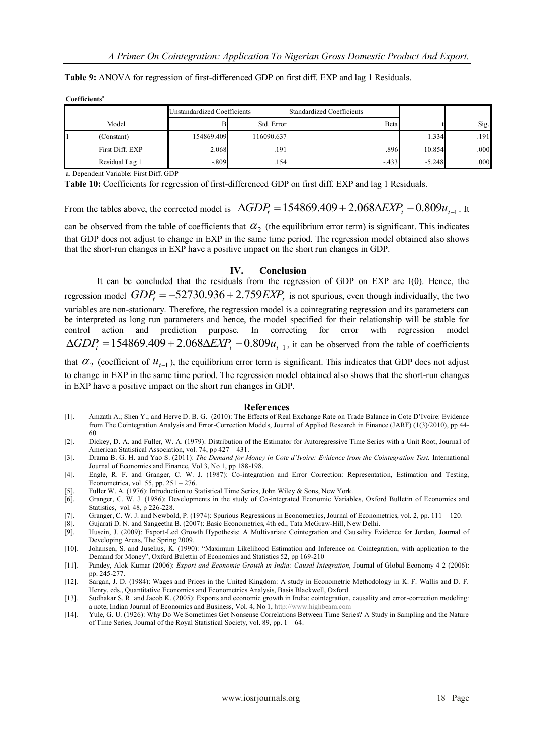**Table 9:** ANOVA for regression of first-differenced GDP on first diff. EXP and lag 1 Residuals.

**Coefficients[a]**

| Model | | Unstandardized Coefficients | | Standardized Coefficients | | |
|---|---|---|---|---|---|---|
| | | B | Std. Error | Beta | t | Sig. |
| 1 | (Constant) | 154869.409 | 116090.637 | | 1.334 | .191 |
| | First Diff. EXP | 2.068 | .191 | .896 | 10.854 | .000 |
| | Residual Lag 1 | -.809 | .154 | -.433 | -5.248 | .000 |

a. Dependent Variable: First Diff. GDP

**Table 10:** Coefficients for regression of first-differenced GDP on first diff. EXP and lag 1 Residuals.

From the tables above, the corrected model is $\Delta GDP_t = 154869.409 + 2.068\Delta EXP_t - 0.809u_{t-1}$. It can be observed from the table of coefficients that $\alpha_2$ (the equilibrium error term) is significant. This indicates that GDP does not adjust to change in EXP in the same time period. The regression model obtained also shows that the short-run changes in EXP have a positive impact on the short run changes in GDP.

## IV. Conclusion

It can be concluded that the residuals from the regression of GDP on EXP are I(0). Hence, the regression model $GDP_t = -52730.936 + 2.759EXP_t$ is not spurious, even though individually, the two variables are non-stationary. Therefore, the regression model is a cointegrating regression and its parameters can be interpreted as long run parameters and hence, the model specified for their relationship will be stable for control action and prediction purpose. In correcting for error with regression model $\Delta GDP_t = 154869.409 + 2.068\Delta EXP_t - 0.809u_{t-1}$, it can be observed from the table of coefficients that $\alpha_2$ (coefficient of $u_{t-1}$), the equilibrium error term is significant. This indicates that GDP does not adjust to change in EXP in the same time period. The regression model obtained also shows that the short-run changes in EXP have a positive impact on the short run changes in GDP.

## References

[1]. Amzath A.; Shen Y.; and Herve D. B. G. (2010): The Effects of Real Exchange Rate on Trade Balance in Cote D'Ivoire: Evidence from The Cointegration Analysis and Error-Correction Models, Journal of Applied Research in Finance (JARF) (1(3)/2010), pp 44-60

[2]. Dickey, D. A. and Fuller, W. A. (1979): Distribution of the Estimator for Autoregressive Time Series with a Unit Root, Journal of American Statistical Association, vol. 74, pp 427 – 431.

[3]. Drama B. G. H. and Yao S. (2011): *The Demand for Money in Cote d'Ivoire: Evidence from the Cointegration Test.* International Journal of Economics and Finance, Vol 3, No 1, pp 188-198.

[4]. Engle, R. F. and Granger, C. W. J. (1987): Co-integration and Error Correction: Representation, Estimation and Testing, Econometrica, vol. 55, pp. 251 – 276.

[5]. Fuller W. A. (1976): Introduction to Statistical Time Series, John Wiley & Sons, New York.

[6]. Granger, C. W. J. (1986): Developments in the study of Co-integrated Economic Variables, Oxford Bulletin of Economics and Statistics, vol. 48, p 226-228.

[7]. Granger, C. W. J. and Newbold, P. (1974): Spurious Regressions in Econometrics, Journal of Econometrics, vol. 2, pp. 111 – 120.

[8]. Gujarati D. N. and Sangeetha B. (2007): Basic Econometrics, 4th ed., Tata McGraw-Hill, New Delhi.

[9]. Husein, J. (2009): Export-Led Growth Hypothesis: A Multivariate Cointegration and Causality Evidence for Jordan, Journal of Developing Areas, The Spring 2009.

[10]. Johansen, S. and Juselius, K. (1990): "Maximum Likelihood Estimation and Inference on Cointegration, with application to the Demand for Money", Oxford Bulettin of Economics and Statistics 52, pp 169-210

[11]. Pandey, Alok Kumar (2006): *Export and Economic Growth in India: Causal Integration,* Journal of Global Economy 4 2 (2006): pp. 245-277.

[12]. Sargan, J. D. (1984): Wages and Prices in the United Kingdom: A study in Econometric Methodology in K. F. Wallis and D. F. Henry, eds., Quantitative Economics and Econometrics Analysis, Basis Blackwell, Oxford.

[13]. Sudhakar S. R. and Jacob K. (2005): Exports and economic growth in India: cointegration, causality and error-correction modeling: a note, Indian Journal of Economics and Business, Vol. 4, No 1, http://www.highbeam.com

[14]. Yule, G. U. (1926): Why Do We Sometimes Get Nonsense Correlations Between Time Series? A Study in Sampling and the Nature of Time Series, Journal of the Royal Statistical Society, vol. 89, pp. 1 – 64.